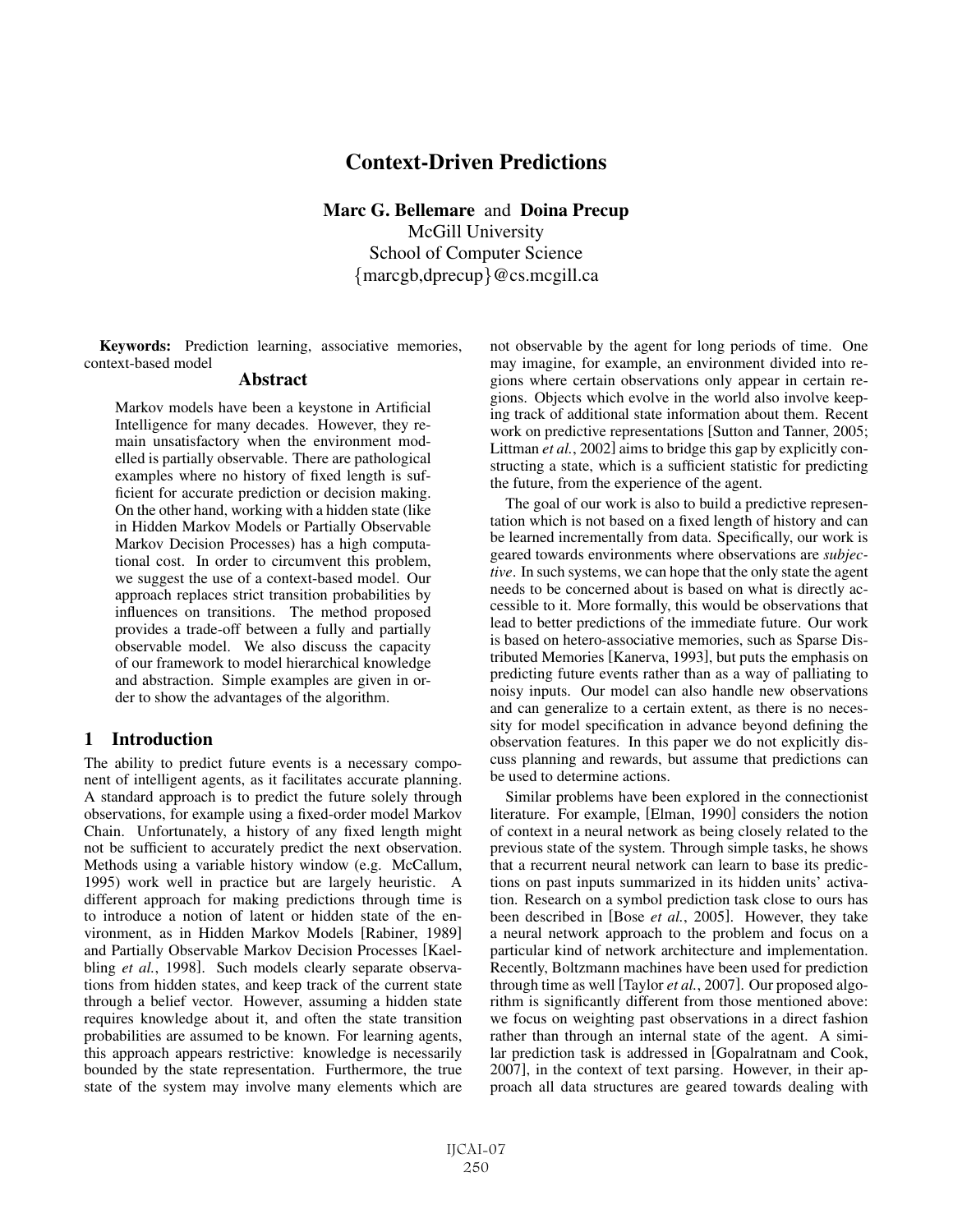# Context-Driven Predictions

**Marc G. Bellemare** and **Doina Precup**
McGill University
School of Computer Science
{marcgb,dprecup}@cs.mcgill.ca

**Keywords:** Prediction learning, associative memories, context-based model

## Abstract

Markov models have been a keystone in Artificial Intelligence for many decades. However, they remain unsatisfactory when the environment modelled is partially observable. There are pathological examples where no history of fixed length is sufficient for accurate prediction or decision making. On the other hand, working with a hidden state (like in Hidden Markov Models or Partially Observable Markov Decision Processes) has a high computational cost. In order to circumvent this problem, we suggest the use of a context-based model. Our approach replaces strict transition probabilities by influences on transitions. The method proposed provides a trade-off between a fully and partially observable model. We also discuss the capacity of our framework to model hierarchical knowledge and abstraction. Simple examples are given in order to show the advantages of the algorithm.

## 1 Introduction

The ability to predict future events is a necessary component of intelligent agents, as it facilitates accurate planning. A standard approach is to predict the future solely through observations, for example using a fixed-order model Markov Chain. Unfortunately, a history of any fixed length might not be sufficient to accurately predict the next observation. Methods using a variable history window (e.g. McCallum, 1995) work well in practice but are largely heuristic. A different approach for making predictions through time is to introduce a notion of latent or hidden state of the environment, as in Hidden Markov Models [Rabiner, 1989] and Partially Observable Markov Decision Processes [Kaelbling *et al.*, 1998]. Such models clearly separate observations from hidden states, and keep track of the current state through a belief vector. However, assuming a hidden state requires knowledge about it, and often the state transition probabilities are assumed to be known. For learning agents, this approach appears restrictive: knowledge is necessarily bounded by the state representation. Furthermore, the true state of the system may involve many elements which are not observable by the agent for long periods of time. One may imagine, for example, an environment divided into regions where certain observations only appear in certain regions. Objects which evolve in the world also involve keeping track of additional state information about them. Recent work on predictive representations [Sutton and Tanner, 2005; Littman *et al.*, 2002] aims to bridge this gap by explicitly constructing a state, which is a sufficient statistic for predicting the future, from the experience of the agent.

The goal of our work is also to build a predictive representation which is not based on a fixed length of history and can be learned incrementally from data. Specifically, our work is geared towards environments where observations are *subjective*. In such systems, we can hope that the only state the agent needs to be concerned about is based on what is directly accessible to it. More formally, this would be observations that lead to better predictions of the immediate future. Our work is based on hetero-associative memories, such as Sparse Distributed Memories [Kanerva, 1993], but puts the emphasis on predicting future events rather than as a way of palliating to noisy inputs. Our model can also handle new observations and can generalize to a certain extent, as there is no necessity for model specification in advance beyond defining the observation features. In this paper we do not explicitly discuss planning and rewards, but assume that predictions can be used to determine actions.

Similar problems have been explored in the connectionist literature. For example, [Elman, 1990] considers the notion of context in a neural network as being closely related to the previous state of the system. Through simple tasks, he shows that a recurrent neural network can learn to base its predictions on past inputs summarized in its hidden units' activation. Research on a symbol prediction task close to ours has been described in [Bose *et al.*, 2005]. However, they take a neural network approach to the problem and focus on a particular kind of network architecture and implementation. Recently, Boltzmann machines have been used for prediction through time as well [Taylor *et al.*, 2007]. Our proposed algorithm is significantly different from those mentioned above: we focus on weighting past observations in a direct fashion rather than through an internal state of the agent. A similar prediction task is addressed in [Gopalratnam and Cook, 2007], in the context of text parsing. However, in their approach all data structures are geared towards dealing with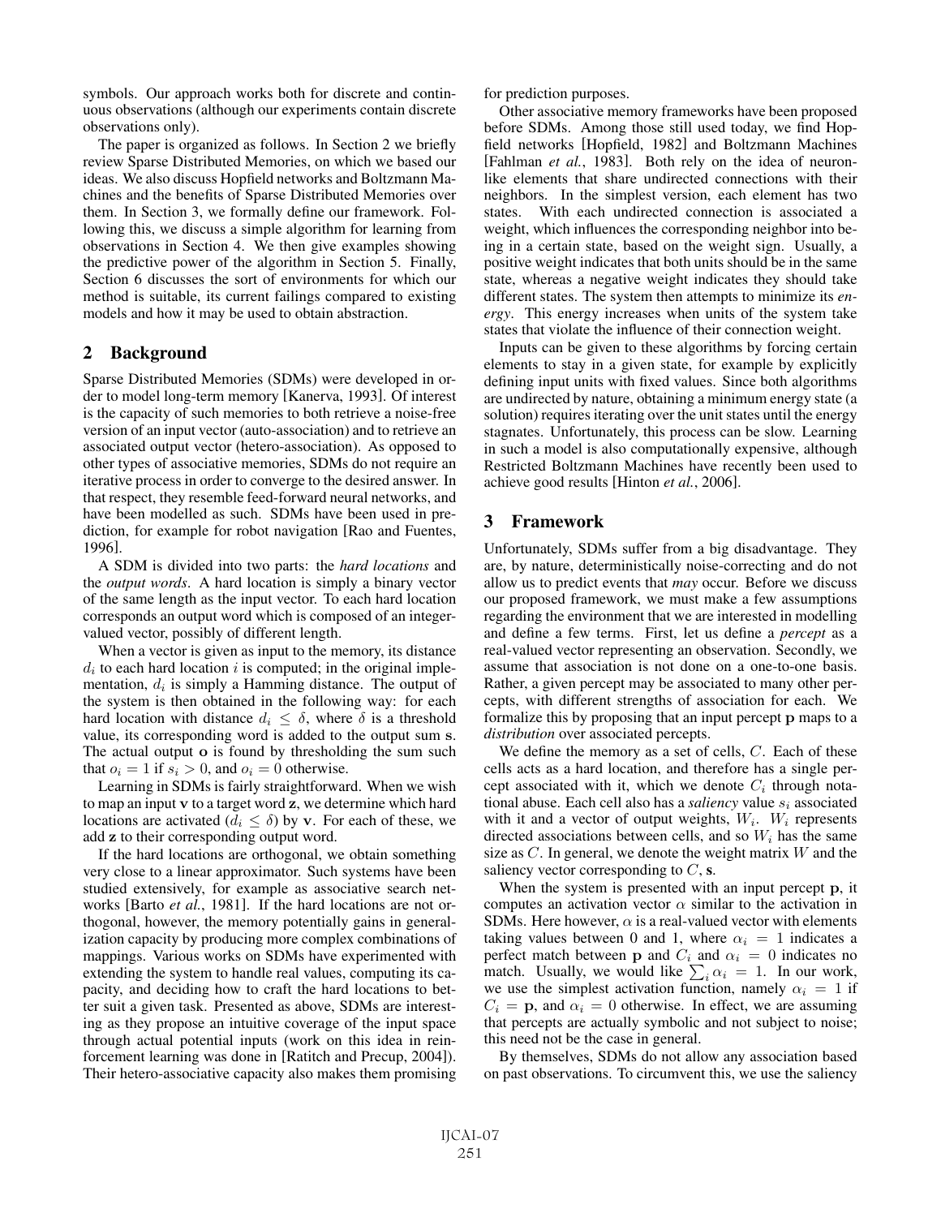symbols. Our approach works both for discrete and continuous observations (although our experiments contain discrete observations only).

The paper is organized as follows. In Section 2 we briefly review Sparse Distributed Memories, on which we based our ideas. We also discuss Hopfield networks and Boltzmann Machines and the benefits of Sparse Distributed Memories over them. In Section 3, we formally define our framework. Following this, we discuss a simple algorithm for learning from observations in Section 4. We then give examples showing the predictive power of the algorithm in Section 5. Finally, Section 6 discusses the sort of environments for which our method is suitable, its current failings compared to existing models and how it may be used to obtain abstraction.

## 2 Background

Sparse Distributed Memories (SDMs) were developed in order to model long-term memory [Kanerva, 1993]. Of interest is the capacity of such memories to both retrieve a noise-free version of an input vector (auto-association) and to retrieve an associated output vector (hetero-association). As opposed to other types of associative memories, SDMs do not require an iterative process in order to converge to the desired answer. In that respect, they resemble feed-forward neural networks, and have been modelled as such. SDMs have been used in prediction, for example for robot navigation [Rao and Fuentes, 1996].

A SDM is divided into two parts: the *hard locations* and the *output words*. A hard location is simply a binary vector of the same length as the input vector. To each hard location corresponds an output word which is composed of an integer-valued vector, possibly of different length.

When a vector is given as input to the memory, its distance $d_i$ to each hard location $i$ is computed; in the original implementation, $d_i$ is simply a Hamming distance. The output of the system is then obtained in the following way: for each hard location with distance $d_i \leq \delta$, where $\delta$ is a threshold value, its corresponding word is added to the output sum $\mathbf{s}$. The actual output $\mathbf{o}$ is found by thresholding the sum such that $o_i = 1$ if $s_i > 0$, and $o_i = 0$ otherwise.

Learning in SDMs is fairly straightforward. When we wish to map an input $\mathbf{v}$ to a target word $\mathbf{z}$, we determine which hard locations are activated ($d_i \leq \delta$) by $\mathbf{v}$. For each of these, we add $\mathbf{z}$ to their corresponding output word.

If the hard locations are orthogonal, we obtain something very close to a linear approximator. Such systems have been studied extensively, for example as associative search networks [Barto *et al.*, 1981]. If the hard locations are not orthogonal, however, the memory potentially gains in generalization capacity by producing more complex combinations of mappings. Various works on SDMs have experimented with extending the system to handle real values, computing its capacity, and deciding how to craft the hard locations to better suit a given task. Presented as above, SDMs are interesting as they propose an intuitive coverage of the input space through actual potential inputs (work on this idea in reinforcement learning was done in [Ratitch and Precup, 2004]). Their hetero-associative capacity also makes them promising for prediction purposes.

Other associative memory frameworks have been proposed before SDMs. Among those still used today, we find Hopfield networks [Hopfield, 1982] and Boltzmann Machines [Fahlman *et al.*, 1983]. Both rely on the idea of neuron-like elements that share undirected connections with their neighbors. In the simplest version, each element has two states. With each undirected connection is associated a weight, which influences the corresponding neighbor into being in a certain state, based on the weight sign. Usually, a positive weight indicates that both units should be in the same state, whereas a negative weight indicates they should take different states. The system then attempts to minimize its *energy*. This energy increases when units of the system take states that violate the influence of their connection weight.

Inputs can be given to these algorithms by forcing certain elements to stay in a given state, for example by explicitly defining input units with fixed values. Since both algorithms are undirected by nature, obtaining a minimum energy state (a solution) requires iterating over the unit states until the energy stagnates. Unfortunately, this process can be slow. Learning in such a model is also computationally expensive, although Restricted Boltzmann Machines have recently been used to achieve good results [Hinton *et al.*, 2006].

## 3 Framework

Unfortunately, SDMs suffer from a big disadvantage. They are, by nature, deterministically noise-correcting and do not allow us to predict events that *may* occur. Before we discuss our proposed framework, we must make a few assumptions regarding the environment that we are interested in modelling and define a few terms. First, let us define a *percept* as a real-valued vector representing an observation. Secondly, we assume that association is not done on a one-to-one basis. Rather, a given percept may be associated to many other percepts, with different strengths of association for each. We formalize this by proposing that an input percept $\mathbf{p}$ maps to a *distribution* over associated percepts.

We define the memory as a set of cells, $C$. Each of these cells acts as a hard location, and therefore has a single percept associated with it, which we denote $C_i$ through notational abuse. Each cell also has a *saliency* value $s_i$ associated with it and a vector of output weights, $W_i$. $W_i$ represents directed associations between cells, and so $W_i$ has the same size as $C$. In general, we denote the weight matrix $W$ and the saliency vector corresponding to $C$, $\mathbf{s}$.

When the system is presented with an input percept $\mathbf{p}$, it computes an activation vector $\alpha$ similar to the activation in SDMs. Here however, $\alpha$ is a real-valued vector with elements taking values between 0 and 1, where $\alpha_i = 1$ indicates a perfect match between $\mathbf{p}$ and $C_i$ and $\alpha_i = 0$ indicates no match. Usually, we would like $\sum_i \alpha_i = 1$. In our work, we use the simplest activation function, namely $\alpha_i = 1$ if $C_i = \mathbf{p}$, and $\alpha_i = 0$ otherwise. In effect, we are assuming that percepts are actually symbolic and not subject to noise; this need not be the case in general.

By themselves, SDMs do not allow any association based on past observations. To circumvent this, we use the saliency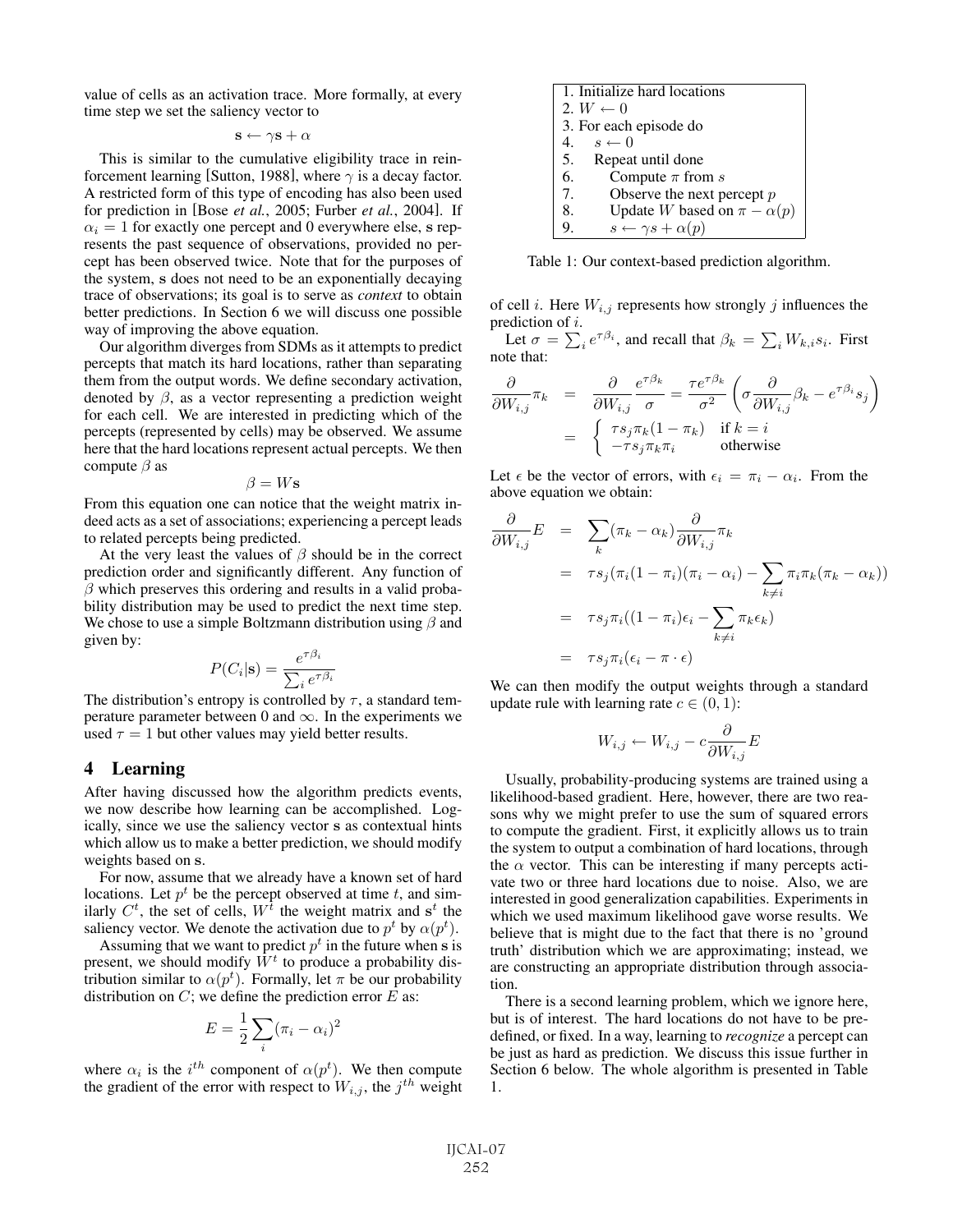value of cells as an activation trace. More formally, at every time step we set the saliency vector to

$$\mathbf{s} \leftarrow \gamma \mathbf{s} + \alpha$$

This is similar to the cumulative eligibility trace in reinforcement learning [Sutton, 1988], where $\gamma$ is a decay factor. A restricted form of this type of encoding has also been used for prediction in [Bose *et al.*, 2005; Furber *et al.*, 2004]. If $\alpha_i = 1$ for exactly one percept and 0 everywhere else, $\mathbf{s}$ represents the past sequence of observations, provided no percept has been observed twice. Note that for the purposes of the system, $\mathbf{s}$ does not need to be an exponentially decaying trace of observations; its goal is to serve as *context* to obtain better predictions. In Section 6 we will discuss one possible way of improving the above equation.

Our algorithm diverges from SDMs as it attempts to predict percepts that match its hard locations, rather than separating them from the output words. We define secondary activation, denoted by $\beta$, as a vector representing a prediction weight for each cell. We are interested in predicting which of the percepts (represented by cells) may be observed. We assume here that the hard locations represent actual percepts. We then compute $\beta$ as

$$\beta = W\mathbf{s}$$

From this equation one can notice that the weight matrix indeed acts as a set of associations; experiencing a percept leads to related percepts being predicted.

At the very least the values of $\beta$ should be in the correct prediction order and significantly different. Any function of $\beta$ which preserves this ordering and results in a valid probability distribution may be used to predict the next time step. We chose to use a simple Boltzmann distribution using $\beta$ and given by:

$$P(C_i|\mathbf{s}) = \frac{e^{\tau\beta_i}}{\sum_i e^{\tau\beta_i}}$$

The distribution's entropy is controlled by $\tau$, a standard temperature parameter between 0 and $\infty$. In the experiments we used $\tau = 1$ but other values may yield better results.

## 4 Learning

After having discussed how the algorithm predicts events, we now describe how learning can be accomplished. Logically, since we use the saliency vector $\mathbf{s}$ as contextual hints which allow us to make a better prediction, we should modify weights based on $\mathbf{s}$.

For now, assume that we already have a known set of hard locations. Let $p^t$ be the percept observed at time $t$, and similarly $C^t$, the set of cells, $W^t$ the weight matrix and $\mathbf{s}^t$ the saliency vector. We denote the activation due to $p^t$ by $\alpha(p^t)$.

Assuming that we want to predict $p^t$ in the future when $\mathbf{s}$ is present, we should modify $W^t$ to produce a probability distribution similar to $\alpha(p^t)$. Formally, let $\pi$ be our probability distribution on $C$; we define the prediction error $E$ as:

$$E = \frac{1}{2}\sum_i (\pi_i - \alpha_i)^2$$

where $\alpha_i$ is the $i^{th}$ component of $\alpha(p^t)$. We then compute the gradient of the error with respect to $W_{i,j}$, the $j^{th}$ weight of cell $i$. Here $W_{i,j}$ represents how strongly $j$ influences the prediction of $i$.

Let $\sigma = \sum_i e^{\tau\beta_i}$, and recall that $\beta_k = \sum_i W_{k,i}s_i$. First note that:

$$\begin{aligned}
\frac{\partial}{\partial W_{i,j}}\pi_k &= \frac{\partial}{\partial W_{i,j}}\frac{e^{\tau\beta_k}}{\sigma} = \frac{\tau e^{\tau\beta_k}}{\sigma^2}\left(\sigma\frac{\partial}{\partial W_{i,j}}\beta_k - e^{\tau\beta_i}s_j\right) \\
&= \begin{cases} \tau s_j \pi_k(1-\pi_k) & \text{if } k = i \\ -\tau s_j \pi_k \pi_i & \text{otherwise} \end{cases}
\end{aligned}$$

Let $\epsilon$ be the vector of errors, with $\epsilon_i = \pi_i - \alpha_i$. From the above equation we obtain:

$$\begin{aligned}
\frac{\partial}{\partial W_{i,j}}E &= \sum_k (\pi_k - \alpha_k)\frac{\partial}{\partial W_{i,j}}\pi_k \\
&= \tau s_j(\pi_i(1-\pi_i)(\pi_i - \alpha_i) - \sum_{k\neq i}\pi_i\pi_k(\pi_k - \alpha_k)) \\
&= \tau s_j \pi_i((1-\pi_i)\epsilon_i - \sum_{k\neq i}\pi_k\epsilon_k) \\
&= \tau s_j \pi_i(\epsilon_i - \pi\cdot\epsilon)
\end{aligned}$$

We can then modify the output weights through a standard update rule with learning rate $c \in (0, 1)$:

$$W_{i,j} \leftarrow W_{i,j} - c\frac{\partial}{\partial W_{i,j}}E$$

Usually, probability-producing systems are trained using a likelihood-based gradient. Here, however, there are two reasons why we might prefer to use the sum of squared errors to compute the gradient. First, it explicitly allows us to train the system to output a combination of hard locations, through the $\alpha$ vector. This can be interesting if many percepts activate two or three hard locations due to noise. Also, we are interested in good generalization capabilities. Experiments in which we used maximum likelihood gave worse results. We believe that is might due to the fact that there is no 'ground truth' distribution which we are approximating; instead, we are constructing an appropriate distribution through association.

There is a second learning problem, which we ignore here, but is of interest. The hard locations do not have to be predefined, or fixed. In a way, learning to *recognize* a percept can be just as hard as prediction. We discuss this issue further in Section 6 below. The whole algorithm is presented in Table 1.

```
1. Initialize hard locations
2. W ← 0
3. For each episode do
4.    s ← 0
5.    Repeat until done
6.       Compute π from s
7.       Observe the next percept p
8.       Update W based on π − α(p)
9.       s ← γs + α(p)
```

Table 1: Our context-based prediction algorithm.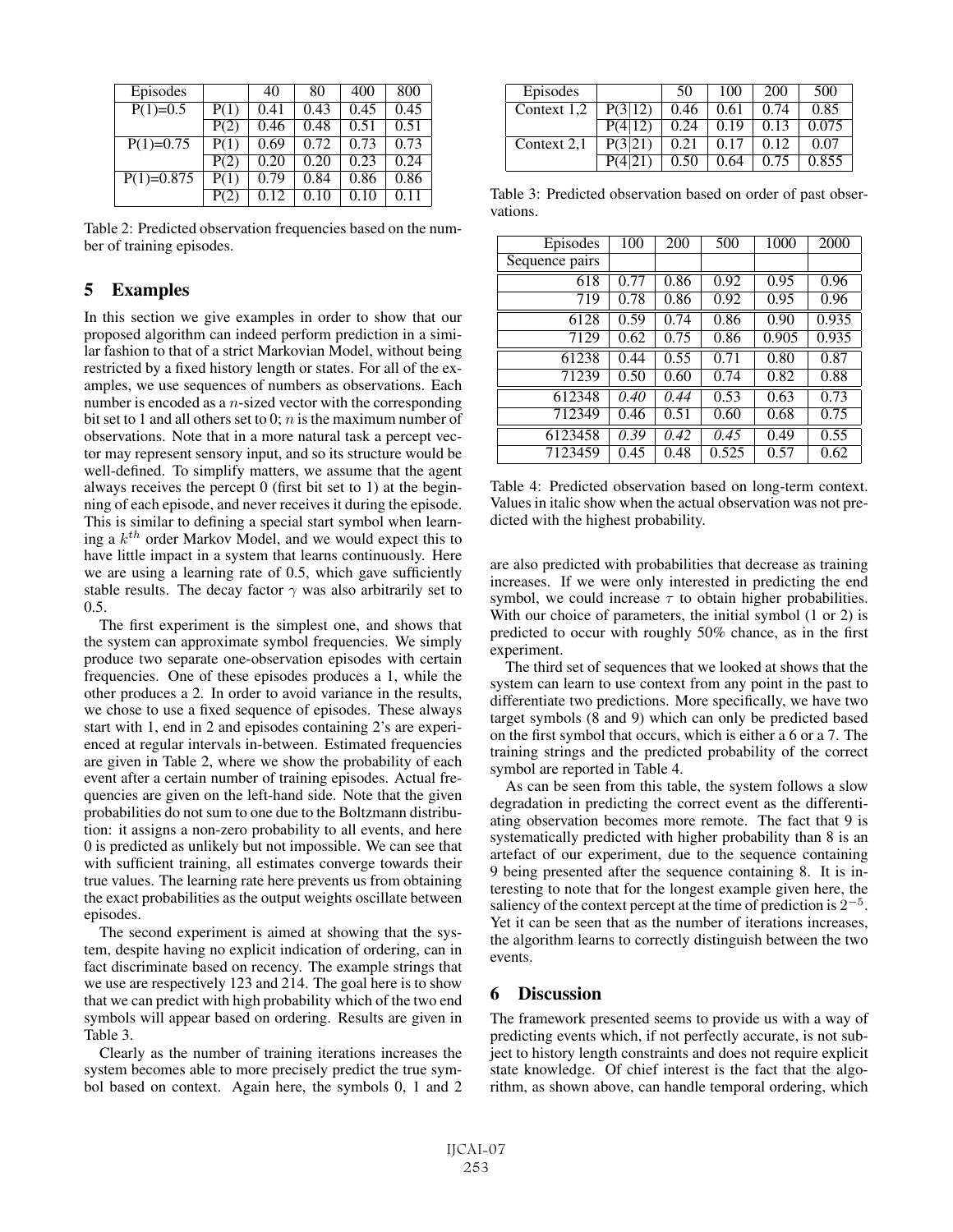| Episodes | | 40 | 80 | 400 | 800 |
|---|---|---|---|---|---|
| P(1)=0.5 | P(1) | 0.41 | 0.43 | 0.45 | 0.45 |
| | P(2) | 0.46 | 0.48 | 0.51 | 0.51 |
| P(1)=0.75 | P(1) | 0.69 | 0.72 | 0.73 | 0.73 |
| | P(2) | 0.20 | 0.20 | 0.23 | 0.24 |
| P(1)=0.875 | P(1) | 0.79 | 0.84 | 0.86 | 0.86 |
| | P(2) | 0.12 | 0.10 | 0.10 | 0.11 |

Table 2: Predicted observation frequencies based on the number of training episodes.

## 5 Examples

In this section we give examples in order to show that our proposed algorithm can indeed perform prediction in a similar fashion to that of a strict Markovian Model, without being restricted by a fixed history length or states. For all of the examples, we use sequences of numbers as observations. Each number is encoded as a $n$-sized vector with the corresponding bit set to 1 and all others set to 0; $n$ is the maximum number of observations. Note that in a more natural task a percept vector may represent sensory input, and so its structure would be well-defined. To simplify matters, we assume that the agent always receives the percept 0 (first bit set to 1) at the beginning of each episode, and never receives it during the episode. This is similar to defining a special start symbol when learning a $k^{th}$ order Markov Model, and we would expect this to have little impact in a system that learns continuously. Here we are using a learning rate of 0.5, which gave sufficiently stable results. The decay factor $\gamma$ was also arbitrarily set to 0.5.

The first experiment is the simplest one, and shows that the system can approximate symbol frequencies. We simply produce two separate one-observation episodes with certain frequencies. One of these episodes produces a 1, while the other produces a 2. In order to avoid variance in the results, we chose to use a fixed sequence of episodes. These always start with 1, end in 2 and episodes containing 2's are experienced at regular intervals in-between. Estimated frequencies are given in Table 2, where we show the probability of each event after a certain number of training episodes. Actual frequencies are given on the left-hand side. Note that the given probabilities do not sum to one due to the Boltzmann distribution: it assigns a non-zero probability to all events, and here 0 is predicted as unlikely but not impossible. We can see that with sufficient training, all estimates converge towards their true values. The learning rate here prevents us from obtaining the exact probabilities as the output weights oscillate between episodes.

The second experiment is aimed at showing that the system, despite having no explicit indication of ordering, can in fact discriminate based on recency. The example strings that we use are respectively 123 and 214. The goal here is to show that we can predict with high probability which of the two end symbols will appear based on ordering. Results are given in Table 3.

Clearly as the number of training iterations increases the system becomes able to more precisely predict the true symbol based on context. Again here, the symbols 0, 1 and 2 are also predicted with probabilities that decrease as training increases. If we were only interested in predicting the end symbol, we could increase $\tau$ to obtain higher probabilities. With our choice of parameters, the initial symbol (1 or 2) is predicted to occur with roughly 50% chance, as in the first experiment.

| Episodes | | 50 | 100 | 200 | 500 |
|---|---|---|---|---|---|
| Context 1,2 | P(3\|12) | 0.46 | 0.61 | 0.74 | 0.85 |
| | P(4\|12) | 0.24 | 0.19 | 0.13 | 0.075 |
| Context 2,1 | P(3\|21) | 0.21 | 0.17 | 0.12 | 0.07 |
| | P(4\|21) | 0.50 | 0.64 | 0.75 | 0.855 |

Table 3: Predicted observation based on order of past observations.

| Episodes | 100 | 200 | 500 | 1000 | 2000 |
|---|---|---|---|---|---|
| Sequence pairs | | | | | |
| 618 | 0.77 | 0.86 | 0.92 | 0.95 | 0.96 |
| 719 | 0.78 | 0.86 | 0.92 | 0.95 | 0.96 |
| 6128 | 0.59 | 0.74 | 0.86 | 0.90 | 0.935 |
| 7129 | 0.62 | 0.75 | 0.86 | 0.905 | 0.935 |
| 61238 | 0.44 | 0.55 | 0.71 | 0.80 | 0.87 |
| 71239 | 0.50 | 0.60 | 0.74 | 0.82 | 0.88 |
| 612348 | *0.40* | *0.44* | 0.53 | 0.63 | 0.73 |
| 712349 | 0.46 | 0.51 | 0.60 | 0.68 | 0.75 |
| 6123458 | *0.39* | *0.42* | *0.45* | 0.49 | 0.55 |
| 7123459 | 0.45 | 0.48 | 0.525 | 0.57 | 0.62 |

Table 4: Predicted observation based on long-term context. Values in italic show when the actual observation was not predicted with the highest probability.

The third set of sequences that we looked at shows that the system can learn to use context from any point in the past to differentiate two predictions. More specifically, we have two target symbols (8 and 9) which can only be predicted based on the first symbol that occurs, which is either a 6 or a 7. The training strings and the predicted probability of the correct symbol are reported in Table 4.

As can be seen from this table, the system follows a slow degradation in predicting the correct event as the differentiating observation becomes more remote. The fact that 9 is systematically predicted with higher probability than 8 is an artefact of our experiment, due to the sequence containing 9 being presented after the sequence containing 8. It is interesting to note that for the longest example given here, the saliency of the context percept at the time of prediction is $2^{-5}$. Yet it can be seen that as the number of iterations increases, the algorithm learns to correctly distinguish between the two events.

## 6 Discussion

The framework presented seems to provide us with a way of predicting events which, if not perfectly accurate, is not subject to history length constraints and does not require explicit state knowledge. Of chief interest is the fact that the algorithm, as shown above, can handle temporal ordering, which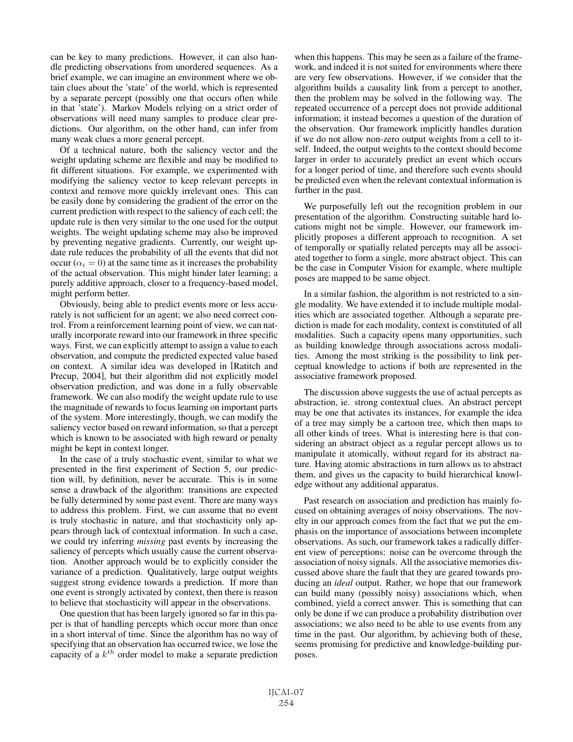can be key to many predictions. However, it can also handle predicting observations from unordered sequences. As a brief example, we can imagine an environment where we obtain clues about the 'state' of the world, which is represented by a separate percept (possibly one that occurs often while in that 'state'). Markov Models relying on a strict order of observations will need many samples to produce clear predictions. Our algorithm, on the other hand, can infer from many weak clues a more general percept.

Of a technical nature, both the saliency vector and the weight updating scheme are flexible and may be modified to fit different situations. For example, we experimented with modifying the saliency vector to keep relevant percepts in context and remove more quickly irrelevant ones. This can be easily done by considering the gradient of the error on the current prediction with respect to the saliency of each cell; the update rule is then very similar to the one used for the output weights. The weight updating scheme may also be improved by preventing negative gradients. Currently, our weight update rule reduces the probability of all the events that did not occur ($\alpha_i = 0$) at the same time as it increases the probability of the actual observation. This might hinder later learning; a purely additive approach, closer to a frequency-based model, might perform better.

Obviously, being able to predict events more or less accurately is not sufficient for an agent; we also need correct control. From a reinforcement learning point of view, we can naturally incorporate reward into our framework in three specific ways. First, we can explicitly attempt to assign a value to each observation, and compute the predicted expected value based on context. A similar idea was developed in [Ratitch and Precup, 2004], but their algorithm did not explicitly model observation prediction, and was done in a fully observable framework. We can also modify the weight update rule to use the magnitude of rewards to focus learning on important parts of the system. More interestingly, though, we can modify the saliency vector based on reward information, so that a percept which is known to be associated with high reward or penalty might be kept in context longer.

In the case of a truly stochastic event, similar to what we presented in the first experiment of Section 5, our prediction will, by definition, never be accurate. This is in some sense a drawback of the algorithm: transitions are expected be fully determined by some past event. There are many ways to address this problem. First, we can assume that no event is truly stochastic in nature, and that stochasticity only appears through lack of contextual information. In such a case, we could try inferring *missing* past events by increasing the saliency of percepts which usually cause the current observation. Another approach would be to explicitly consider the variance of a prediction. Qualitatively, large output weights suggest strong evidence towards a prediction. If more than one event is strongly activated by context, then there is reason to believe that stochasticity will appear in the observations.

One question that has been largely ignored so far in this paper is that of handling percepts which occur more than once in a short interval of time. Since the algorithm has no way of specifying that an observation has occurred twice, we lose the capacity of a $k^{th}$ order model to make a separate prediction when this happens. This may be seen as a failure of the framework, and indeed it is not suited for environments where there are very few observations. However, if we consider that the algorithm builds a causality link from a percept to another, then the problem may be solved in the following way. The repeated occurrence of a percept does not provide additional information; it instead becomes a question of the duration of the observation. Our framework implicitly handles duration if we do not allow non-zero output weights from a cell to itself. Indeed, the output weights to the context should become larger in order to accurately predict an event which occurs for a longer period of time, and therefore such events should be predicted even when the relevant contextual information is further in the past.

We purposefully left out the recognition problem in our presentation of the algorithm. Constructing suitable hard locations might not be simple. However, our framework implicitly proposes a different approach to recognition. A set of temporally or spatially related percepts may all be associated together to form a single, more abstract object. This can be the case in Computer Vision for example, where multiple poses are mapped to be same object.

In a similar fashion, the algorithm is not restricted to a single modality. We have extended it to include multiple modalities which are associated together. Although a separate prediction is made for each modality, context is constituted of all modalities. Such a capacity opens many opportunities, such as building knowledge through associations across modalities. Among the most striking is the possibility to link perceptual knowledge to actions if both are represented in the associative framework proposed.

The discussion above suggests the use of actual percepts as abstraction, ie. strong contextual clues. An abstract percept may be one that activates its instances, for example the idea of a tree may simply be a cartoon tree, which then maps to all other kinds of trees. What is interesting here is that considering an abstract object as a regular percept allows us to manipulate it atomically, without regard for its abstract nature. Having atomic abstractions in turn allows us to abstract them, and gives us the capacity to build hierarchical knowledge without any additional apparatus.

Past research on association and prediction has mainly focused on obtaining averages of noisy observations. The novelty in our approach comes from the fact that we put the emphasis on the importance of associations between incomplete observations. As such, our framework takes a radically different view of perceptions: noise can be overcome through the association of noisy signals. All the associative memories discussed above share the fault that they are geared towards producing an *ideal* output. Rather, we hope that our framework can build many (possibly noisy) associations which, when combined, yield a correct answer. This is something that can only be done if we can produce a probability distribution over associations; we also need to be able to use events from any time in the past. Our algorithm, by achieving both of these, seems promising for predictive and knowledge-building purposes.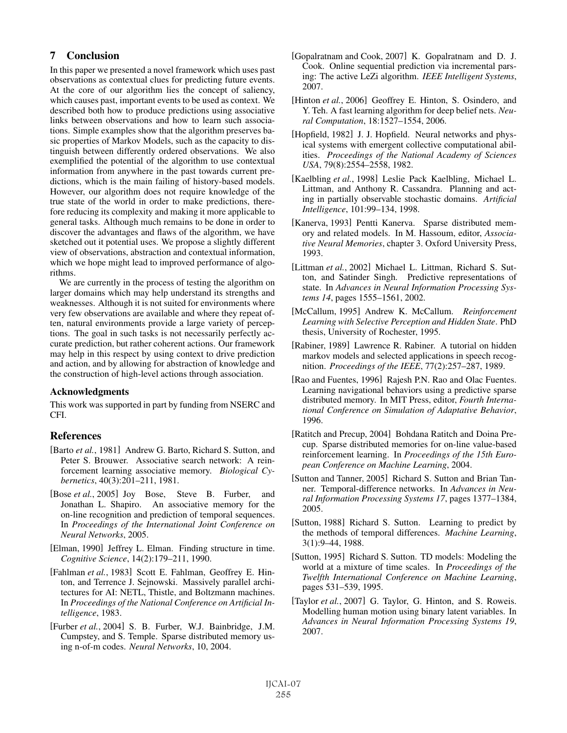## 7 Conclusion

In this paper we presented a novel framework which uses past observations as contextual clues for predicting future events. At the core of our algorithm lies the concept of saliency, which causes past, important events to be used as context. We described both how to produce predictions using associative links between observations and how to learn such associations. Simple examples show that the algorithm preserves basic properties of Markov Models, such as the capacity to distinguish between differently ordered observations. We also exemplified the potential of the algorithm to use contextual information from anywhere in the past towards current predictions, which is the main failing of history-based models. However, our algorithm does not require knowledge of the true state of the world in order to make predictions, therefore reducing its complexity and making it more applicable to general tasks. Although much remains to be done in order to discover the advantages and flaws of the algorithm, we have sketched out it potential uses. We propose a slightly different view of observations, abstraction and contextual information, which we hope might lead to improved performance of algorithms.

We are currently in the process of testing the algorithm on larger domains which may help understand its strengths and weaknesses. Although it is not suited for environments where very few observations are available and where they repeat often, natural environments provide a large variety of perceptions. The goal in such tasks is not necessarily perfectly accurate prediction, but rather coherent actions. Our framework may help in this respect by using context to drive prediction and action, and by allowing for abstraction of knowledge and the construction of high-level actions through association.

### Acknowledgments

This work was supported in part by funding from NSERC and CFI.

## References

[Barto *et al.*, 1981] Andrew G. Barto, Richard S. Sutton, and Peter S. Brouwer. Associative search network: A reinforcement learning associative memory. *Biological Cybernetics*, 40(3):201–211, 1981.

[Bose *et al.*, 2005] Joy Bose, Steve B. Furber, and Jonathan L. Shapiro. An associative memory for the on-line recognition and prediction of temporal sequences. In *Proceedings of the International Joint Conference on Neural Networks*, 2005.

[Elman, 1990] Jeffrey L. Elman. Finding structure in time. *Cognitive Science*, 14(2):179–211, 1990.

[Fahlman *et al.*, 1983] Scott E. Fahlman, Geoffrey E. Hinton, and Terrence J. Sejnowski. Massively parallel architectures for AI: NETL, Thistle, and Boltzmann machines. In *Proceedings of the National Conference on Artificial Intelligence*, 1983.

[Furber *et al.*, 2004] S. B. Furber, W.J. Bainbridge, J.M. Cumpstey, and S. Temple. Sparse distributed memory using n-of-m codes. *Neural Networks*, 10, 2004.

[Gopalratnam and Cook, 2007] K. Gopalratnam and D. J. Cook. Online sequential prediction via incremental parsing: The active LeZi algorithm. *IEEE Intelligent Systems*, 2007.

[Hinton *et al.*, 2006] Geoffrey E. Hinton, S. Osindero, and Y. Teh. A fast learning algorithm for deep belief nets. *Neural Computation*, 18:1527–1554, 2006.

[Hopfield, 1982] J. J. Hopfield. Neural networks and physical systems with emergent collective computational abilities. *Proceedings of the National Academy of Sciences USA*, 79(8):2554–2558, 1982.

[Kaelbling *et al.*, 1998] Leslie Pack Kaelbling, Michael L. Littman, and Anthony R. Cassandra. Planning and acting in partially observable stochastic domains. *Artificial Intelligence*, 101:99–134, 1998.

[Kanerva, 1993] Pentti Kanerva. Sparse distributed memory and related models. In M. Hassoum, editor, *Associative Neural Memories*, chapter 3. Oxford University Press, 1993.

[Littman *et al.*, 2002] Michael L. Littman, Richard S. Sutton, and Satinder Singh. Predictive representations of state. In *Advances in Neural Information Processing Systems 14*, pages 1555–1561, 2002.

[McCallum, 1995] Andrew K. McCallum. *Reinforcement Learning with Selective Perception and Hidden State*. PhD thesis, University of Rochester, 1995.

[Rabiner, 1989] Lawrence R. Rabiner. A tutorial on hidden markov models and selected applications in speech recognition. *Proceedings of the IEEE*, 77(2):257–287, 1989.

[Rao and Fuentes, 1996] Rajesh P.N. Rao and Olac Fuentes. Learning navigational behaviors using a predictive sparse distributed memory. In MIT Press, editor, *Fourth International Conference on Simulation of Adaptative Behavior*, 1996.

[Ratitch and Precup, 2004] Bohdana Ratitch and Doina Precup. Sparse distributed memories for on-line value-based reinforcement learning. In *Proceedings of the 15th European Conference on Machine Learning*, 2004.

[Sutton and Tanner, 2005] Richard S. Sutton and Brian Tanner. Temporal-difference networks. In *Advances in Neural Information Processing Systems 17*, pages 1377–1384, 2005.

[Sutton, 1988] Richard S. Sutton. Learning to predict by the methods of temporal differences. *Machine Learning*, 3(1):9–44, 1988.

[Sutton, 1995] Richard S. Sutton. TD models: Modeling the world at a mixture of time scales. In *Proceedings of the Twelfth International Conference on Machine Learning*, pages 531–539, 1995.

[Taylor *et al.*, 2007] G. Taylor, G. Hinton, and S. Roweis. Modelling human motion using binary latent variables. In *Advances in Neural Information Processing Systems 19*, 2007.